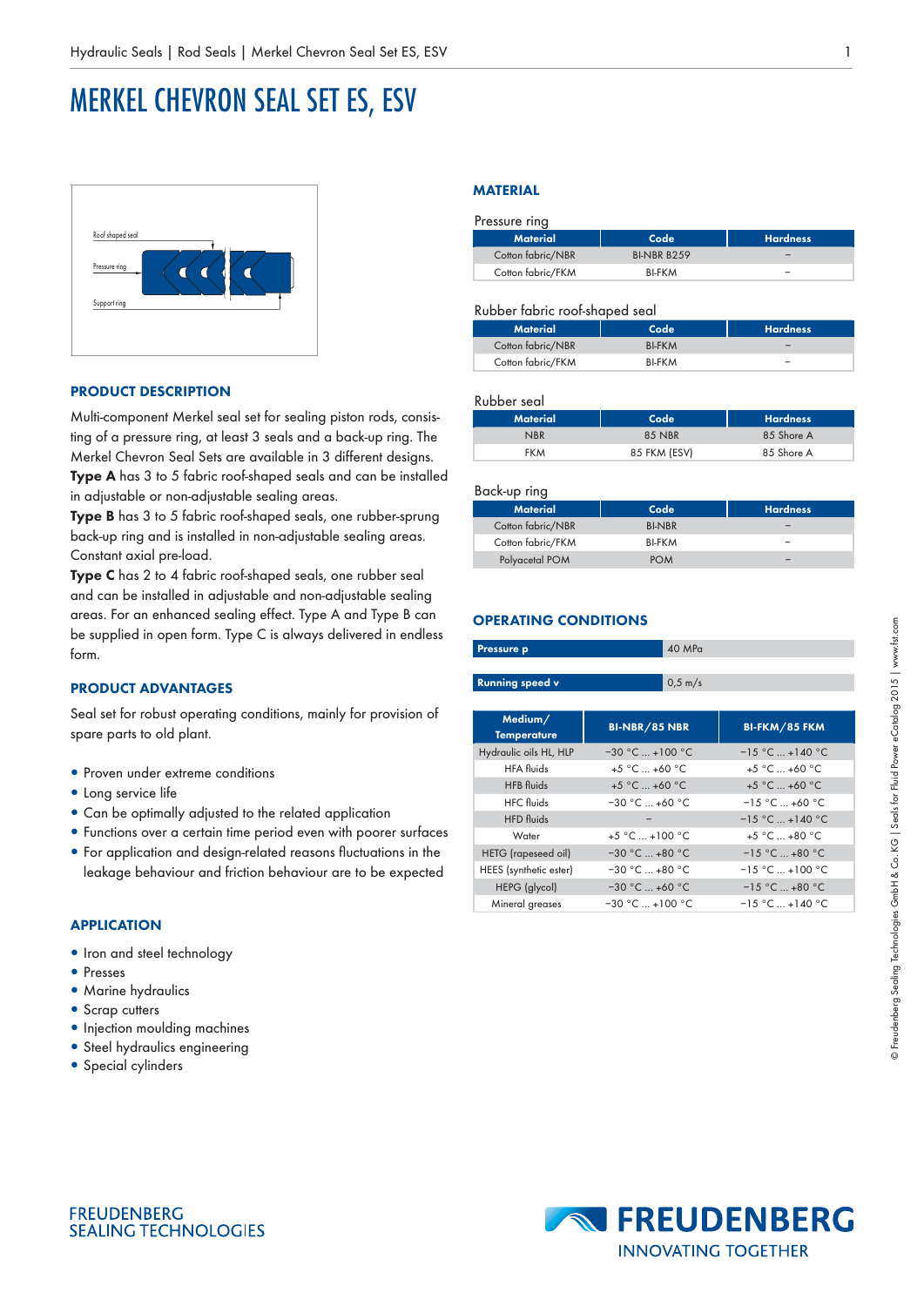# MERKEL CHEVRON SEAL SET ES, ESV

Roof shaped seal

Pressure ring

Support ring

## PRODUCT DESCRIPTION

Multi-component Merkel seal set for sealing piston rods, consisting of a pressure ring, at least 3 seals and a back-up ring. The Merkel Chevron Seal Sets are available in 3 different designs. **Type A** has 3 to 5 fabric roof-shaped seals and can be installed in adjustable or non-adjustable sealing areas.
**Type B** has 3 to 5 fabric roof-shaped seals, one rubber-sprung back-up ring and is installed in non-adjustable sealing areas. Constant axial pre-load.
**Type C** has 2 to 4 fabric roof-shaped seals, one rubber seal and can be installed in adjustable and non-adjustable sealing areas. For an enhanced sealing effect. Type A and Type B can be supplied in open form. Type C is always delivered in endless form.

## PRODUCT ADVANTAGES

Seal set for robust operating conditions, mainly for provision of spare parts to old plant.

- Proven under extreme conditions
- Long service life
- Can be optimally adjusted to the related application
- Functions over a certain time period even with poorer surfaces
- For application and design-related reasons fluctuations in the leakage behaviour and friction behaviour are to be expected

## APPLICATION

- Iron and steel technology
- Presses
- Marine hydraulics
- Scrap cutters
- Injection moulding machines
- Steel hydraulics engineering
- Special cylinders

## MATERIAL

Pressure ring

| Material | Code | Hardness |
|---|---|---|
| Cotton fabric/NBR | BI-NBR B259 | – |
| Cotton fabric/FKM | BI-FKM | – |

Rubber fabric roof-shaped seal

| Material | Code | Hardness |
|---|---|---|
| Cotton fabric/NBR | BI-FKM | – |
| Cotton fabric/FKM | BI-FKM | – |

Rubber seal

| Material | Code | Hardness |
|---|---|---|
| NBR | 85 NBR | 85 Shore A |
| FKM | 85 FKM (ESV) | 85 Shore A |

Back-up ring

| Material | Code | Hardness |
|---|---|---|
| Cotton fabric/NBR | BI-NBR | – |
| Cotton fabric/FKM | BI-FKM | – |
| Polyacetal POM | POM | – |

## OPERATING CONDITIONS

| Pressure p | 40 MPa |
|---|---|

| Running speed v | 0,5 m/s |
|---|---|

| Medium/ Temperature | BI-NBR/85 NBR | BI-FKM/85 FKM |
|---|---|---|
| Hydraulic oils HL, HLP | −30 °C ... +100 °C | −15 °C ... +140 °C |
| HFA fluids | +5 °C ... +60 °C | +5 °C ... +60 °C |
| HFB fluids | +5 °C ... +60 °C | +5 °C ... +60 °C |
| HFC fluids | −30 °C ... +60 °C | −15 °C ... +60 °C |
| HFD fluids | – | −15 °C ... +140 °C |
| Water | +5 °C ... +100 °C | +5 °C ... +80 °C |
| HETG (rapeseed oil) | −30 °C ... +80 °C | −15 °C ... +80 °C |
| HEES (synthetic ester) | −30 °C ... +80 °C | −15 °C ... +100 °C |
| HEPG (glycol) | −30 °C ... +60 °C | −15 °C ... +80 °C |
| Mineral greases | −30 °C ... +100 °C | −15 °C ... +140 °C |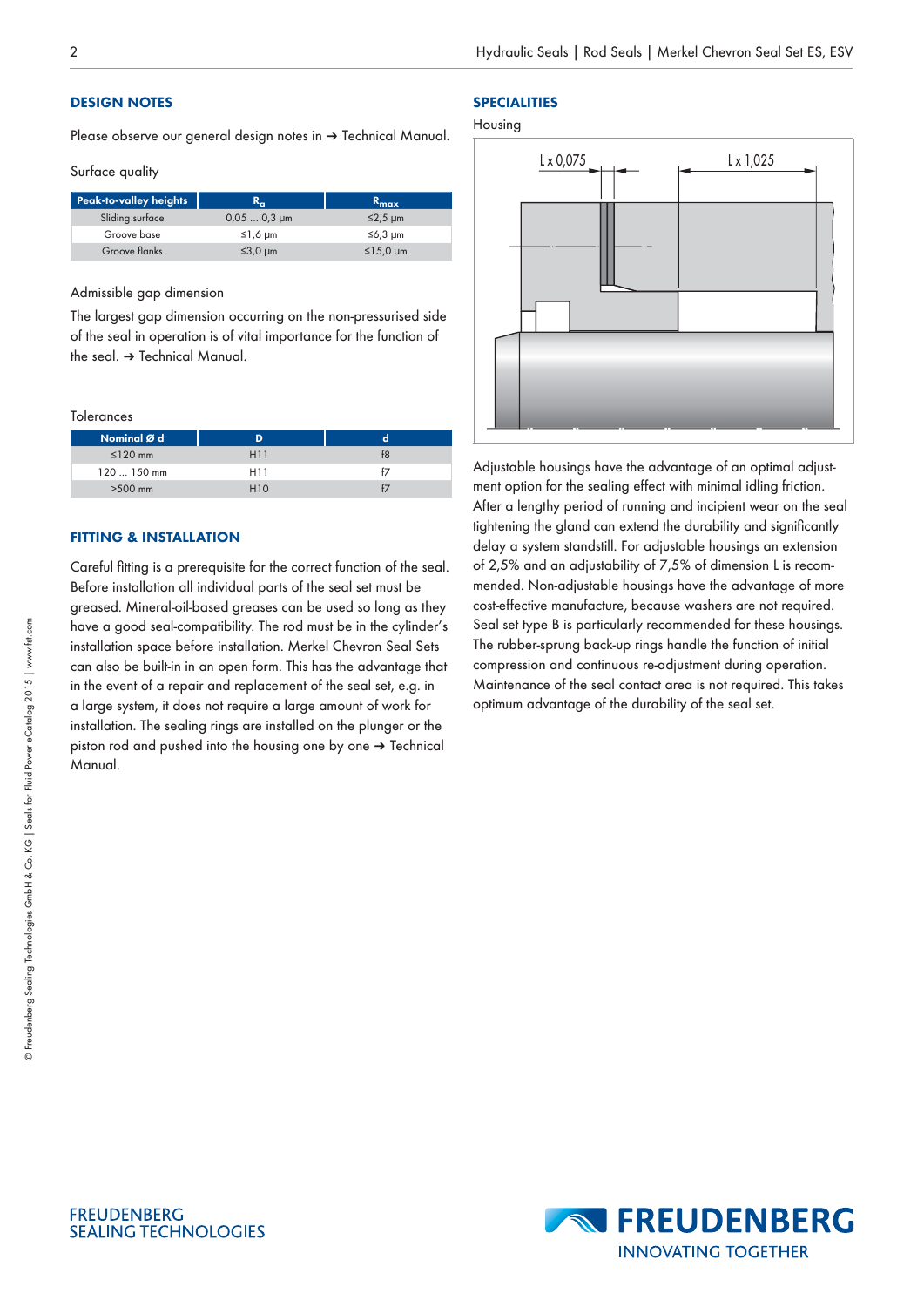## DESIGN NOTES

Please observe our general design notes in ➔ Technical Manual.

Surface quality

| Peak-to-valley heights | $R_a$ | $R_{max}$ |
|---|---|---|
| Sliding surface | 0,05 ... 0,3 µm | ≤2,5 µm |
| Groove base | ≤1,6 µm | ≤6,3 µm |
| Groove flanks | ≤3,0 µm | ≤15,0 µm |

Admissible gap dimension

The largest gap dimension occurring on the non-pressurised side of the seal in operation is of vital importance for the function of the seal. ➔ Technical Manual.

Tolerances

| Nominal Ø d | D | d |
|---|---|---|
| ≤120 mm | H11 | f8 |
| 120 ... 150 mm | H11 | f7 |
| >500 mm | H10 | f7 |

## FITTING & INSTALLATION

Careful fitting is a prerequisite for the correct function of the seal. Before installation all individual parts of the seal set must be greased. Mineral-oil-based greases can be used so long as they have a good seal-compatibility. The rod must be in the cylinder's installation space before installation. Merkel Chevron Seal Sets can also be built-in in an open form. This has the advantage that in the event of a repair and replacement of the seal set, e.g. in a large system, it does not require a large amount of work for installation. The sealing rings are installed on the plunger or the piston rod and pushed into the housing one by one ➔ Technical Manual.

## SPECIALITIES

Housing

L x 0,075

L x 1,025

Adjustable housings have the advantage of an optimal adjustment option for the sealing effect with minimal idling friction. After a lengthy period of running and incipient wear on the seal tightening the gland can extend the durability and significantly delay a system standstill. For adjustable housings an extension of 2,5% and an adjustability of 7,5% of dimension L is recommended. Non-adjustable housings have the advantage of more cost-effective manufacture, because washers are not required. Seal set type B is particularly recommended for these housings. The rubber-sprung back-up rings handle the function of initial compression and continuous re-adjustment during operation. Maintenance of the seal contact area is not required. This takes optimum advantage of the durability of the seal set.